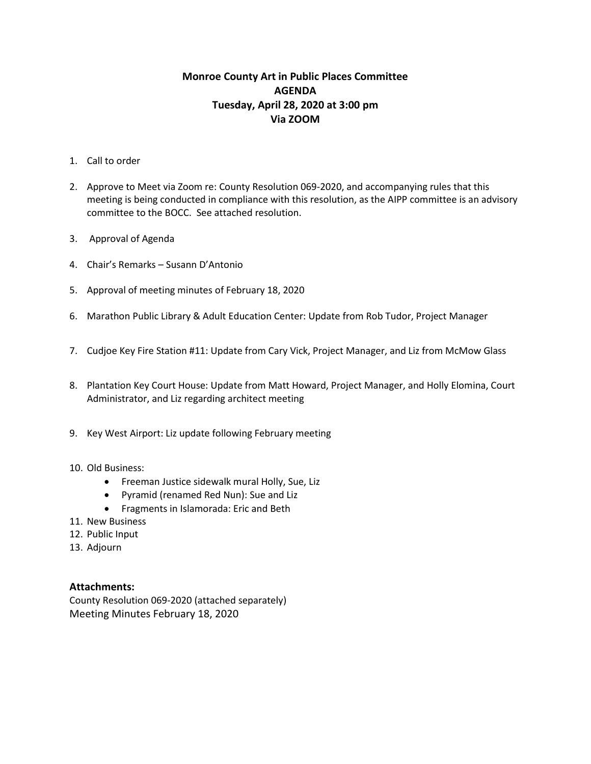# Monroe County Art in Public Places Committee
## AGENDA
## Tuesday, April 28, 2020 at 3:00 pm
## Via ZOOM

1. Call to order

2. Approve to Meet via Zoom re: County Resolution 069-2020, and accompanying rules that this meeting is being conducted in compliance with this resolution, as the AIPP committee is an advisory committee to the BOCC. See attached resolution.

3. Approval of Agenda

4. Chair's Remarks – Susann D'Antonio

5. Approval of meeting minutes of February 18, 2020

6. Marathon Public Library & Adult Education Center: Update from Rob Tudor, Project Manager

7. Cudjoe Key Fire Station #11: Update from Cary Vick, Project Manager, and Liz from McMow Glass

8. Plantation Key Court House: Update from Matt Howard, Project Manager, and Holly Elomina, Court Administrator, and Liz regarding architect meeting

9. Key West Airport: Liz update following February meeting

10. Old Business:
    - Freeman Justice sidewalk mural Holly, Sue, Liz
    - Pyramid (renamed Red Nun): Sue and Liz
    - Fragments in Islamorada: Eric and Beth
11. New Business
12. Public Input
13. Adjourn

### Attachments:
County Resolution 069-2020 (attached separately)
Meeting Minutes February 18, 2020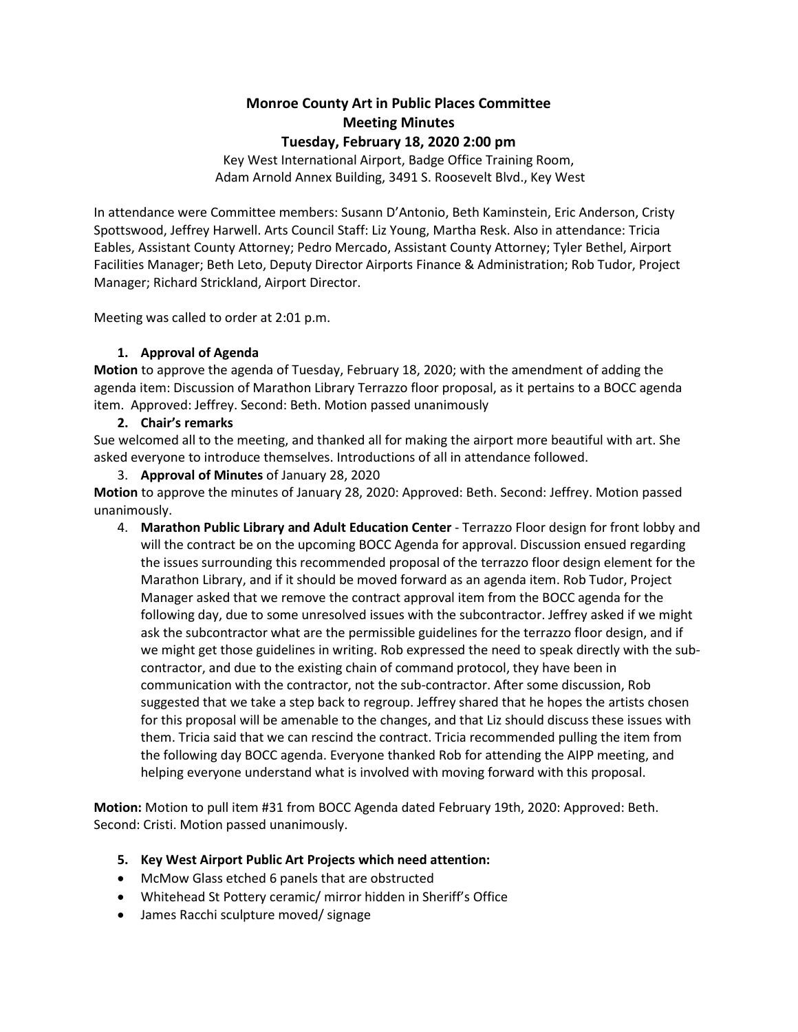# Monroe County Art in Public Places Committee
## Meeting Minutes
### Tuesday, February 18, 2020 2:00 pm

Key West International Airport, Badge Office Training Room,
Adam Arnold Annex Building, 3491 S. Roosevelt Blvd., Key West

In attendance were Committee members: Susann D'Antonio, Beth Kaminstein, Eric Anderson, Cristy Spottswood, Jeffrey Harwell. Arts Council Staff: Liz Young, Martha Resk. Also in attendance: Tricia Eables, Assistant County Attorney; Pedro Mercado, Assistant County Attorney; Tyler Bethel, Airport Facilities Manager; Beth Leto, Deputy Director Airports Finance & Administration; Rob Tudor, Project Manager; Richard Strickland, Airport Director.

Meeting was called to order at 2:01 p.m.

1. **Approval of Agenda**

**Motion** to approve the agenda of Tuesday, February 18, 2020; with the amendment of adding the agenda item: Discussion of Marathon Library Terrazzo floor proposal, as it pertains to a BOCC agenda item. Approved: Jeffrey. Second: Beth. Motion passed unanimously

2. **Chair's remarks**

Sue welcomed all to the meeting, and thanked all for making the airport more beautiful with art. She asked everyone to introduce themselves. Introductions of all in attendance followed.

3. **Approval of Minutes** of January 28, 2020

**Motion** to approve the minutes of January 28, 2020: Approved: Beth. Second: Jeffrey. Motion passed unanimously.

4. **Marathon Public Library and Adult Education Center** - Terrazzo Floor design for front lobby and will the contract be on the upcoming BOCC Agenda for approval. Discussion ensued regarding the issues surrounding this recommended proposal of the terrazzo floor design element for the Marathon Library, and if it should be moved forward as an agenda item. Rob Tudor, Project Manager asked that we remove the contract approval item from the BOCC agenda for the following day, due to some unresolved issues with the subcontractor. Jeffrey asked if we might ask the subcontractor what are the permissible guidelines for the terrazzo floor design, and if we might get those guidelines in writing. Rob expressed the need to speak directly with the sub-contractor, and due to the existing chain of command protocol, they have been in communication with the contractor, not the sub-contractor. After some discussion, Rob suggested that we take a step back to regroup. Jeffrey shared that he hopes the artists chosen for this proposal will be amenable to the changes, and that Liz should discuss these issues with them. Tricia said that we can rescind the contract. Tricia recommended pulling the item from the following day BOCC agenda. Everyone thanked Rob for attending the AIPP meeting, and helping everyone understand what is involved with moving forward with this proposal.

**Motion:** Motion to pull item #31 from BOCC Agenda dated February 19th, 2020: Approved: Beth. Second: Cristi. Motion passed unanimously.

5. **Key West Airport Public Art Projects which need attention:**

- McMow Glass etched 6 panels that are obstructed
- Whitehead St Pottery ceramic/ mirror hidden in Sheriff's Office
- James Racchi sculpture moved/ signage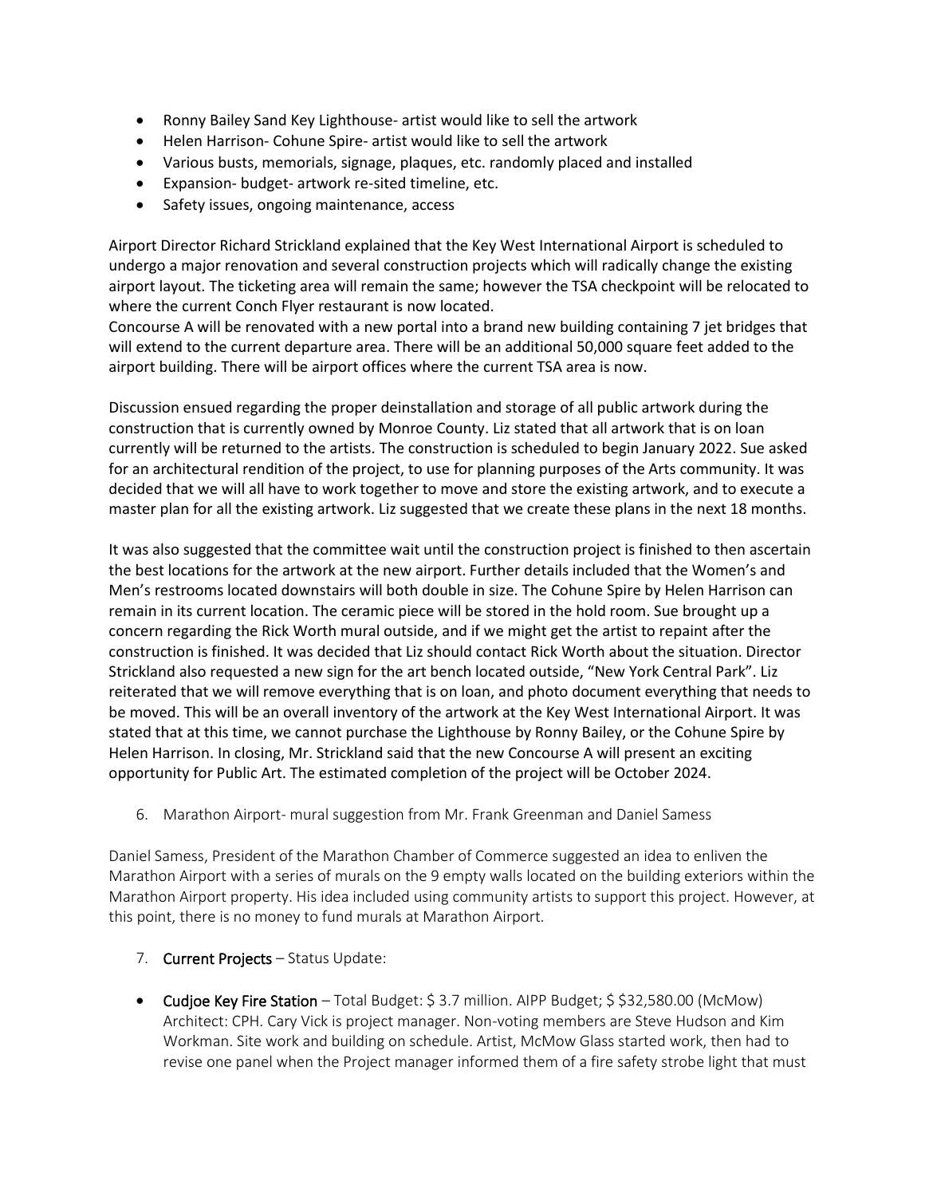- Ronny Bailey Sand Key Lighthouse- artist would like to sell the artwork
- Helen Harrison- Cohune Spire- artist would like to sell the artwork
- Various busts, memorials, signage, plaques, etc. randomly placed and installed
- Expansion- budget- artwork re-sited timeline, etc.
- Safety issues, ongoing maintenance, access

Airport Director Richard Strickland explained that the Key West International Airport is scheduled to undergo a major renovation and several construction projects which will radically change the existing airport layout. The ticketing area will remain the same; however the TSA checkpoint will be relocated to where the current Conch Flyer restaurant is now located.
Concourse A will be renovated with a new portal into a brand new building containing 7 jet bridges that will extend to the current departure area. There will be an additional 50,000 square feet added to the airport building. There will be airport offices where the current TSA area is now.

Discussion ensued regarding the proper deinstallation and storage of all public artwork during the construction that is currently owned by Monroe County. Liz stated that all artwork that is on loan currently will be returned to the artists. The construction is scheduled to begin January 2022. Sue asked for an architectural rendition of the project, to use for planning purposes of the Arts community. It was decided that we will all have to work together to move and store the existing artwork, and to execute a master plan for all the existing artwork. Liz suggested that we create these plans in the next 18 months.

It was also suggested that the committee wait until the construction project is finished to then ascertain the best locations for the artwork at the new airport. Further details included that the Women's and Men's restrooms located downstairs will both double in size. The Cohune Spire by Helen Harrison can remain in its current location. The ceramic piece will be stored in the hold room. Sue brought up a concern regarding the Rick Worth mural outside, and if we might get the artist to repaint after the construction is finished. It was decided that Liz should contact Rick Worth about the situation. Director Strickland also requested a new sign for the art bench located outside, "New York Central Park". Liz reiterated that we will remove everything that is on loan, and photo document everything that needs to be moved. This will be an overall inventory of the artwork at the Key West International Airport. It was stated that at this time, we cannot purchase the Lighthouse by Ronny Bailey, or the Cohune Spire by Helen Harrison. In closing, Mr. Strickland said that the new Concourse A will present an exciting opportunity for Public Art. The estimated completion of the project will be October 2024.

6. Marathon Airport- mural suggestion from Mr. Frank Greenman and Daniel Samess

Daniel Samess, President of the Marathon Chamber of Commerce suggested an idea to enliven the Marathon Airport with a series of murals on the 9 empty walls located on the building exteriors within the Marathon Airport property. His idea included using community artists to support this project. However, at this point, there is no money to fund murals at Marathon Airport.

7. **Current Projects** – Status Update:

- **Cudjoe Key Fire Station** – Total Budget: $ 3.7 million. AIPP Budget; $ $32,580.00 (McMow) Architect: CPH. Cary Vick is project manager. Non-voting members are Steve Hudson and Kim Workman. Site work and building on schedule. Artist, McMow Glass started work, then had to revise one panel when the Project manager informed them of a fire safety strobe light that must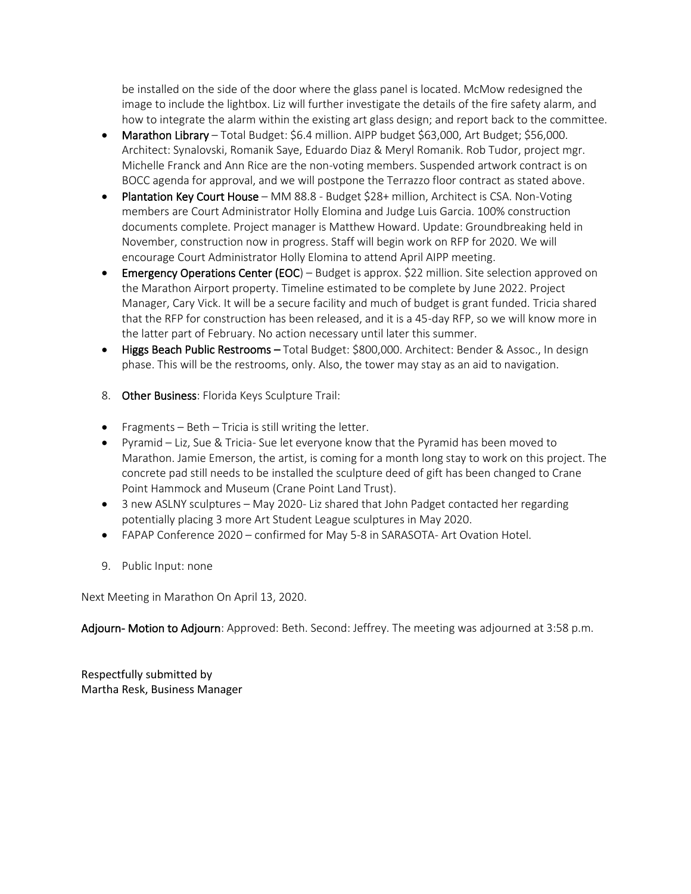be installed on the side of the door where the glass panel is located. McMow redesigned the image to include the lightbox. Liz will further investigate the details of the fire safety alarm, and how to integrate the alarm within the existing art glass design; and report back to the committee.

- **Marathon Library** – Total Budget: $6.4 million. AIPP budget $63,000, Art Budget; $56,000. Architect: Synalovski, Romanik Saye, Eduardo Diaz & Meryl Romanik. Rob Tudor, project mgr. Michelle Franck and Ann Rice are the non-voting members. Suspended artwork contract is on BOCC agenda for approval, and we will postpone the Terrazzo floor contract as stated above.
- **Plantation Key Court House** – MM 88.8 - Budget $28+ million, Architect is CSA. Non-Voting members are Court Administrator Holly Elomina and Judge Luis Garcia. 100% construction documents complete. Project manager is Matthew Howard. Update: Groundbreaking held in November, construction now in progress. Staff will begin work on RFP for 2020. We will encourage Court Administrator Holly Elomina to attend April AIPP meeting.
- **Emergency Operations Center (EOC**) – Budget is approx. $22 million. Site selection approved on the Marathon Airport property. Timeline estimated to be complete by June 2022. Project Manager, Cary Vick. It will be a secure facility and much of budget is grant funded. Tricia shared that the RFP for construction has been released, and it is a 45-day RFP, so we will know more in the latter part of February. No action necessary until later this summer.
- **Higgs Beach Public Restrooms –** Total Budget: $800,000. Architect: Bender & Assoc., In design phase. This will be the restrooms, only. Also, the tower may stay as an aid to navigation.

8. **Other Business**: Florida Keys Sculpture Trail:

- Fragments – Beth – Tricia is still writing the letter.
- Pyramid – Liz, Sue & Tricia- Sue let everyone know that the Pyramid has been moved to Marathon. Jamie Emerson, the artist, is coming for a month long stay to work on this project. The concrete pad still needs to be installed the sculpture deed of gift has been changed to Crane Point Hammock and Museum (Crane Point Land Trust).
- 3 new ASLNY sculptures – May 2020- Liz shared that John Padget contacted her regarding potentially placing 3 more Art Student League sculptures in May 2020.
- FAPAP Conference 2020 – confirmed for May 5-8 in SARASOTA- Art Ovation Hotel.

9. Public Input: none

Next Meeting in Marathon On April 13, 2020.

**Adjourn- Motion to Adjourn**: Approved: Beth. Second: Jeffrey. The meeting was adjourned at 3:58 p.m.

Respectfully submitted by
Martha Resk, Business Manager